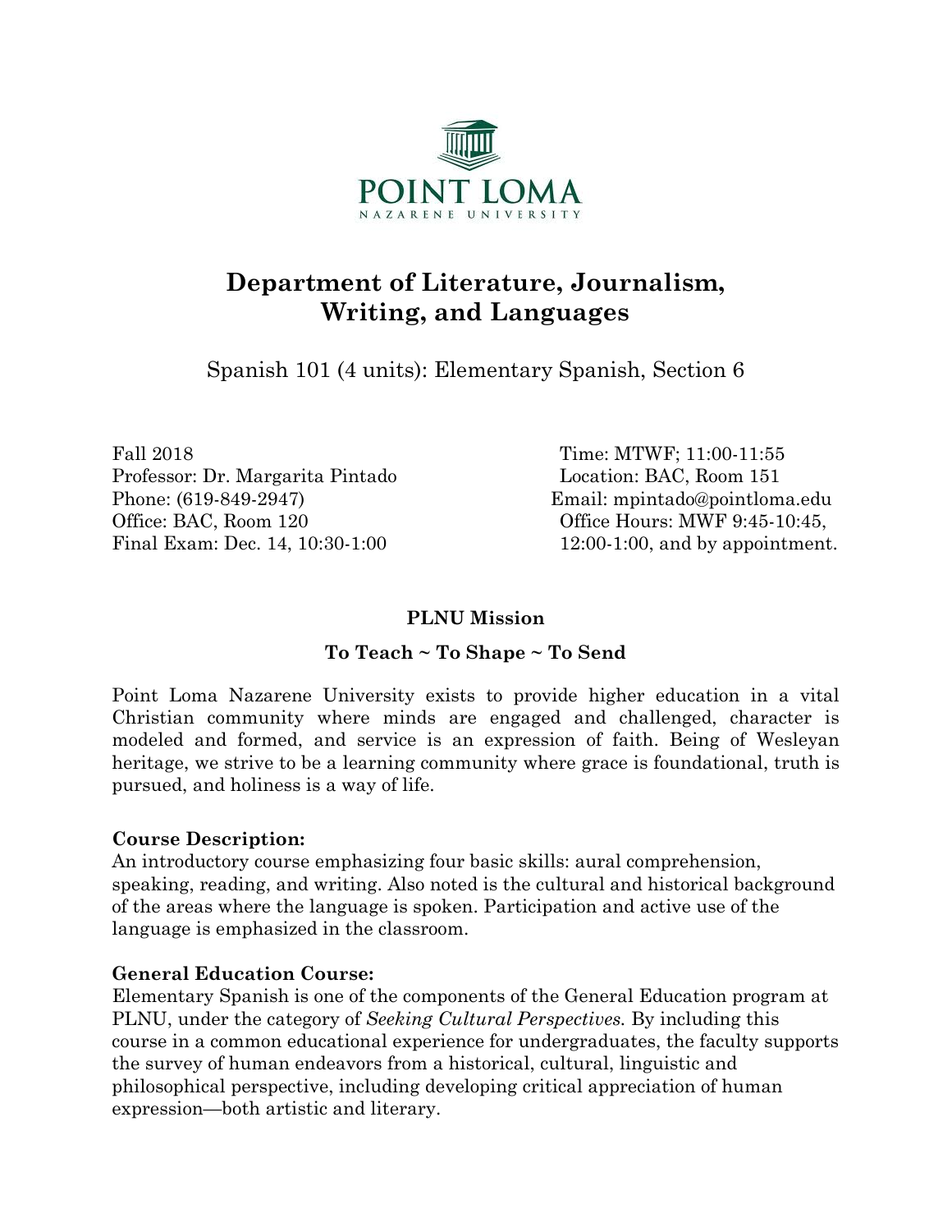POINT LOMA
NAZARENE UNIVERSITY

# Department of Literature, Journalism, Writing, and Languages

Spanish 101 (4 units): Elementary Spanish, Section 6

Fall 2018
Professor: Dr. Margarita Pintado
Phone: (619-849-2947)
Office: BAC, Room 120
Final Exam: Dec. 14, 10:30-1:00

Time: MTWF; 11:00-11:55
Location: BAC, Room 151
Email: mpintado@pointloma.edu
Office Hours: MWF 9:45-10:45, 12:00-1:00, and by appointment.

**PLNU Mission**

**To Teach ~ To Shape ~ To Send**

Point Loma Nazarene University exists to provide higher education in a vital Christian community where minds are engaged and challenged, character is modeled and formed, and service is an expression of faith. Being of Wesleyan heritage, we strive to be a learning community where grace is foundational, truth is pursued, and holiness is a way of life.

**Course Description:**
An introductory course emphasizing four basic skills: aural comprehension, speaking, reading, and writing. Also noted is the cultural and historical background of the areas where the language is spoken. Participation and active use of the language is emphasized in the classroom.

**General Education Course:**
Elementary Spanish is one of the components of the General Education program at PLNU, under the category of *Seeking Cultural Perspectives.* By including this course in a common educational experience for undergraduates, the faculty supports the survey of human endeavors from a historical, cultural, linguistic and philosophical perspective, including developing critical appreciation of human expression—both artistic and literary.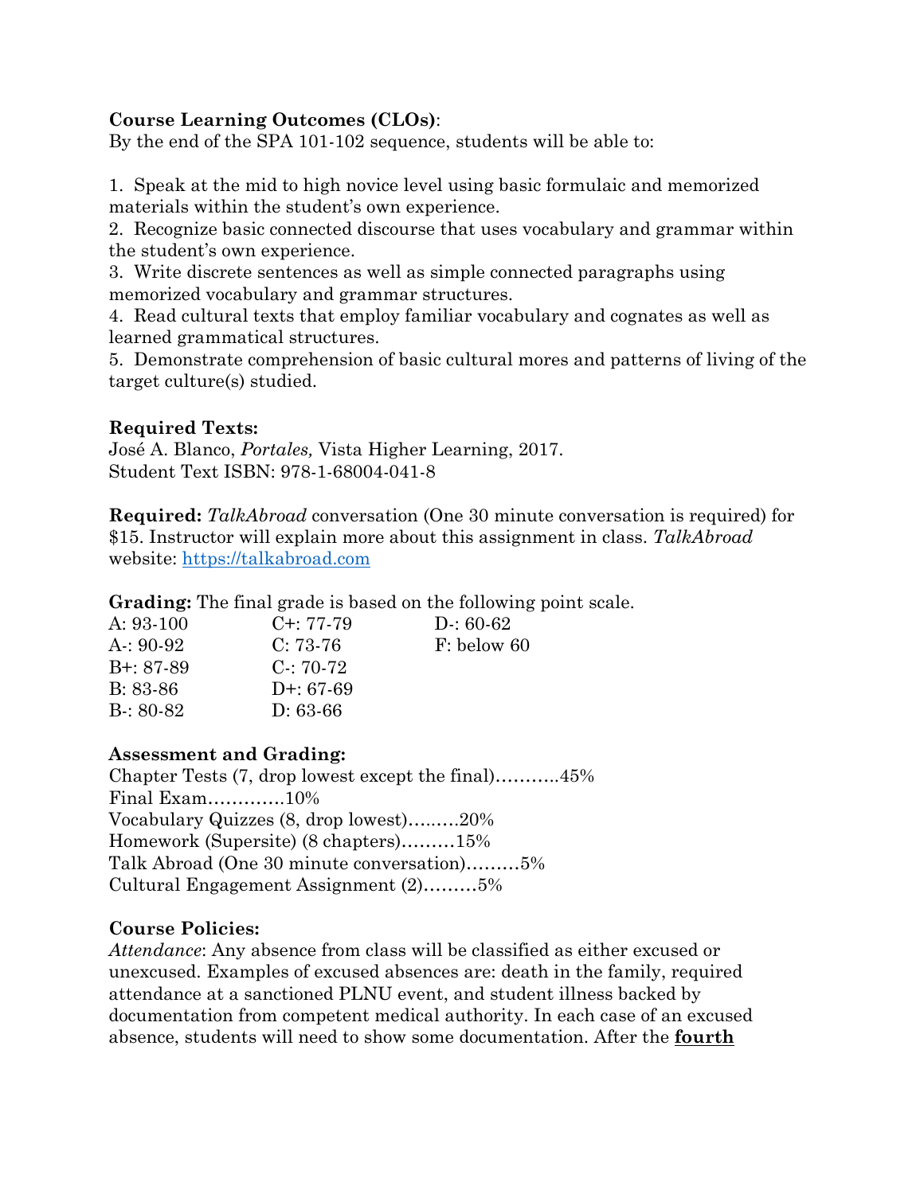**Course Learning Outcomes (CLOs)**:
By the end of the SPA 101-102 sequence, students will be able to:

1. Speak at the mid to high novice level using basic formulaic and memorized materials within the student's own experience.
2. Recognize basic connected discourse that uses vocabulary and grammar within the student's own experience.
3. Write discrete sentences as well as simple connected paragraphs using memorized vocabulary and grammar structures.
4. Read cultural texts that employ familiar vocabulary and cognates as well as learned grammatical structures.
5. Demonstrate comprehension of basic cultural mores and patterns of living of the target culture(s) studied.

**Required Texts:**
José A. Blanco, *Portales,* Vista Higher Learning, 2017.
Student Text ISBN: 978-1-68004-041-8

**Required:** *TalkAbroad* conversation (One 30 minute conversation is required) for $15. Instructor will explain more about this assignment in class. *TalkAbroad* website: [https://talkabroad.com](https://talkabroad.com)

**Grading:** The final grade is based on the following point scale.

| | | |
|---|---|---|
| A: 93-100 | C+: 77-79 | D-: 60-62 |
| A-: 90-92 | C: 73-76 | F: below 60 |
| B+: 87-89 | C-: 70-72 | |
| B: 83-86 | D+: 67-69 | |
| B-: 80-82 | D: 63-66 | |

**Assessment and Grading:**
Chapter Tests (7, drop lowest except the final)………..45%
Final Exam………….10%
Vocabulary Quizzes (8, drop lowest)…..….20%
Homework (Supersite) (8 chapters)………15%
Talk Abroad (One 30 minute conversation)………5%
Cultural Engagement Assignment (2)………5%

**Course Policies:**
*Attendance*: Any absence from class will be classified as either excused or unexcused. Examples of excused absences are: death in the family, required attendance at a sanctioned PLNU event, and student illness backed by documentation from competent medical authority. In each case of an excused absence, students will need to show some documentation. After the **fourth**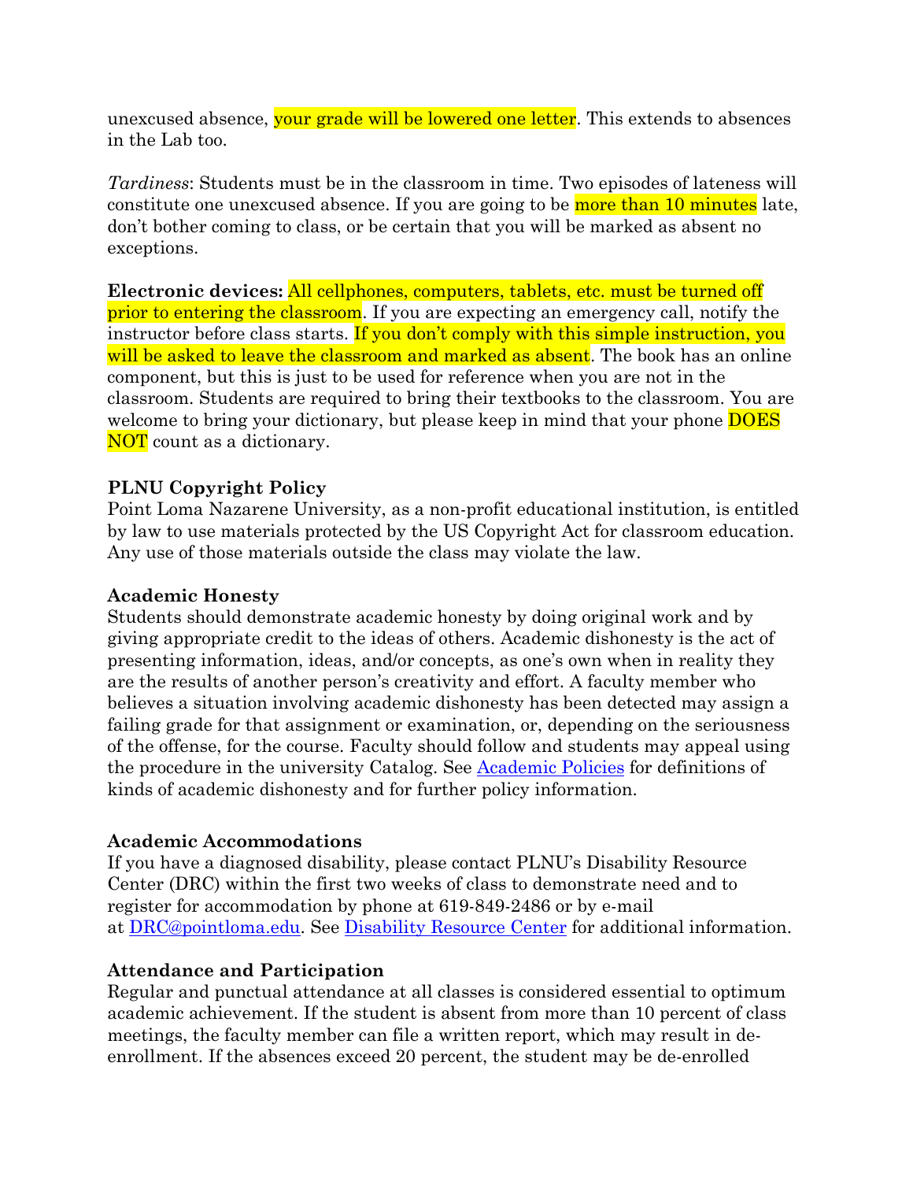unexcused absence, your grade will be lowered one letter. This extends to absences in the Lab too.

*Tardiness*: Students must be in the classroom in time. Two episodes of lateness will constitute one unexcused absence. If you are going to be more than 10 minutes late, don't bother coming to class, or be certain that you will be marked as absent no exceptions.

**Electronic devices:** All cellphones, computers, tablets, etc. must be turned off prior to entering the classroom. If you are expecting an emergency call, notify the instructor before class starts. If you don't comply with this simple instruction, you will be asked to leave the classroom and marked as absent. The book has an online component, but this is just to be used for reference when you are not in the classroom. Students are required to bring their textbooks to the classroom. You are welcome to bring your dictionary, but please keep in mind that your phone DOES NOT count as a dictionary.

**PLNU Copyright Policy**
Point Loma Nazarene University, as a non-profit educational institution, is entitled by law to use materials protected by the US Copyright Act for classroom education. Any use of those materials outside the class may violate the law.

**Academic Honesty**
Students should demonstrate academic honesty by doing original work and by giving appropriate credit to the ideas of others. Academic dishonesty is the act of presenting information, ideas, and/or concepts, as one's own when in reality they are the results of another person's creativity and effort. A faculty member who believes a situation involving academic dishonesty has been detected may assign a failing grade for that assignment or examination, or, depending on the seriousness of the offense, for the course. Faculty should follow and students may appeal using the procedure in the university Catalog. See Academic Policies for definitions of kinds of academic dishonesty and for further policy information.

**Academic Accommodations**
If you have a diagnosed disability, please contact PLNU's Disability Resource Center (DRC) within the first two weeks of class to demonstrate need and to register for accommodation by phone at 619-849-2486 or by e-mail at DRC@pointloma.edu. See Disability Resource Center for additional information.

**Attendance and Participation**
Regular and punctual attendance at all classes is considered essential to optimum academic achievement. If the student is absent from more than 10 percent of class meetings, the faculty member can file a written report, which may result in de-enrollment. If the absences exceed 20 percent, the student may be de-enrolled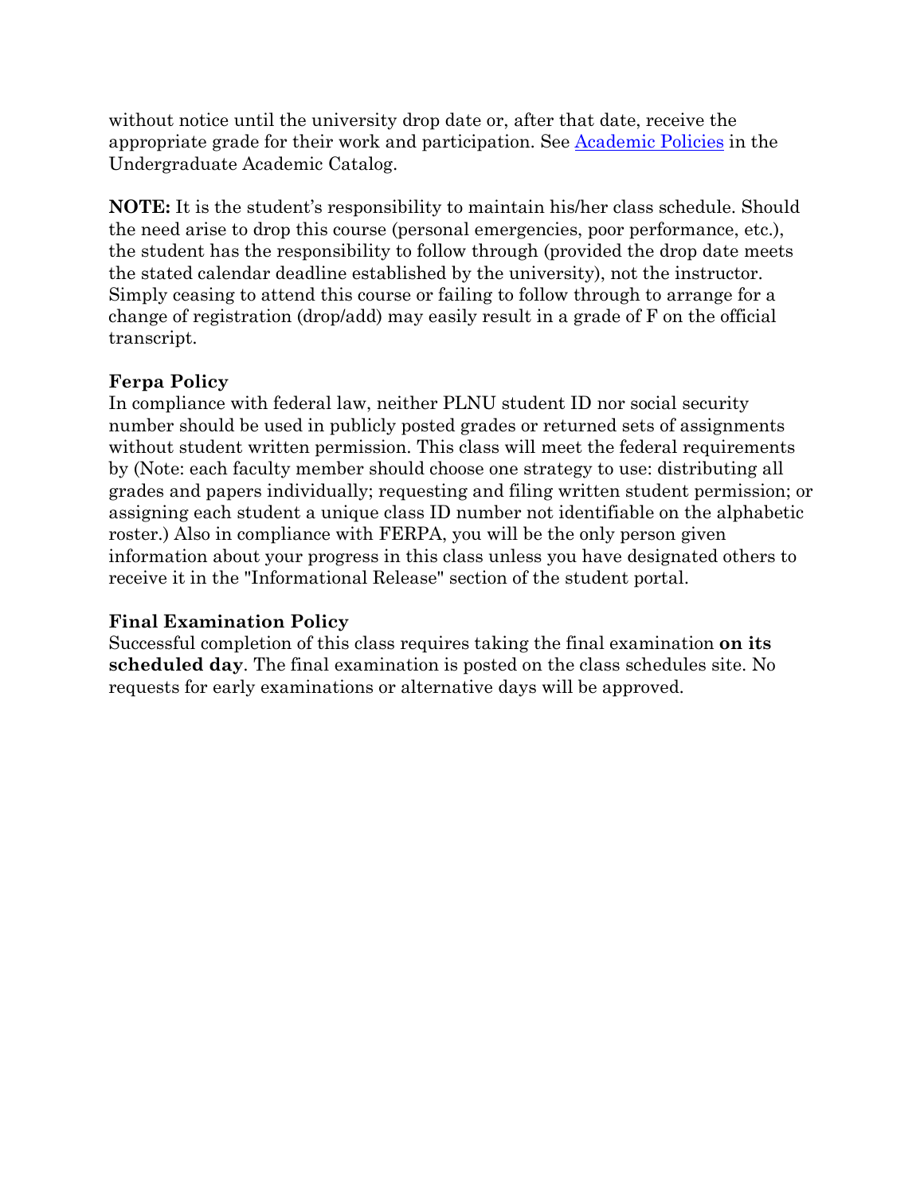without notice until the university drop date or, after that date, receive the appropriate grade for their work and participation. See Academic Policies in the Undergraduate Academic Catalog.

**NOTE:** It is the student's responsibility to maintain his/her class schedule. Should the need arise to drop this course (personal emergencies, poor performance, etc.), the student has the responsibility to follow through (provided the drop date meets the stated calendar deadline established by the university), not the instructor. Simply ceasing to attend this course or failing to follow through to arrange for a change of registration (drop/add) may easily result in a grade of F on the official transcript.

**Ferpa Policy**
In compliance with federal law, neither PLNU student ID nor social security number should be used in publicly posted grades or returned sets of assignments without student written permission. This class will meet the federal requirements by (Note: each faculty member should choose one strategy to use: distributing all grades and papers individually; requesting and filing written student permission; or assigning each student a unique class ID number not identifiable on the alphabetic roster.) Also in compliance with FERPA, you will be the only person given information about your progress in this class unless you have designated others to receive it in the "Informational Release" section of the student portal.

**Final Examination Policy**
Successful completion of this class requires taking the final examination **on its scheduled day**. The final examination is posted on the class schedules site. No requests for early examinations or alternative days will be approved.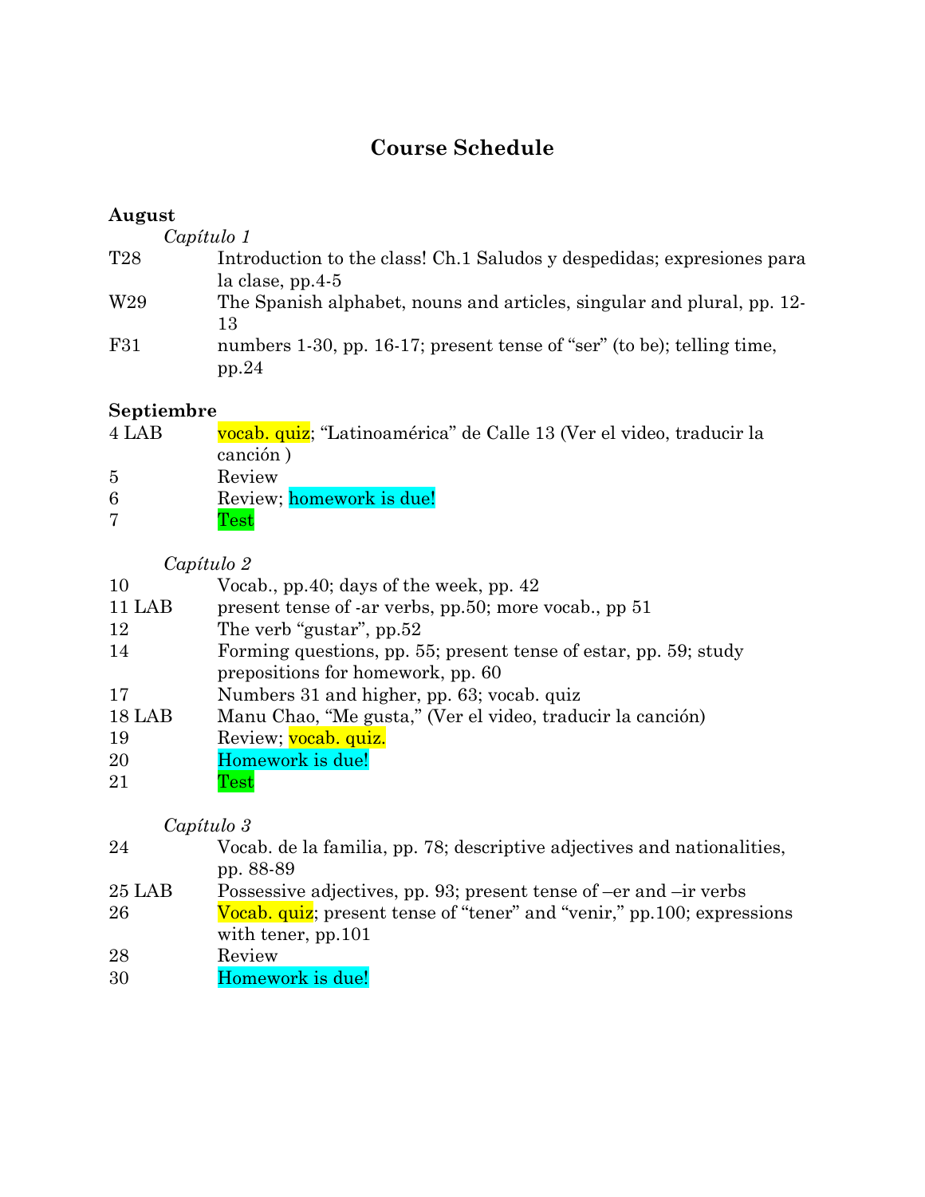# Course Schedule

**August**

*Capítulo 1*

| | |
|---|---|
| T28 | Introduction to the class! Ch.1 Saludos y despedidas; expresiones para la clase, pp.4-5 |
| W29 | The Spanish alphabet, nouns and articles, singular and plural, pp. 12-13 |
| F31 | numbers 1-30, pp. 16-17; present tense of "ser" (to be); telling time, pp.24 |

**Septiembre**

| | |
|---|---|
| 4 LAB | vocab. quiz; "Latinoamérica" de Calle 13 (Ver el video, traducir la canción ) |
| 5 | Review |
| 6 | Review; homework is due! |
| 7 | Test |

*Capítulo 2*

| | |
|---|---|
| 10 | Vocab., pp.40; days of the week, pp. 42 |
| 11 LAB | present tense of -ar verbs, pp.50; more vocab., pp 51 |
| 12 | The verb "gustar", pp.52 |
| 14 | Forming questions, pp. 55; present tense of estar, pp. 59; study prepositions for homework, pp. 60 |
| 17 | Numbers 31 and higher, pp. 63; vocab. quiz |
| 18 LAB | Manu Chao, "Me gusta," (Ver el video, traducir la canción) |
| 19 | Review; vocab. quiz. |
| 20 | Homework is due! |
| 21 | Test |

*Capítulo 3*

| | |
|---|---|
| 24 | Vocab. de la familia, pp. 78; descriptive adjectives and nationalities, pp. 88-89 |
| 25 LAB | Possessive adjectives, pp. 93; present tense of –er and –ir verbs |
| 26 | Vocab. quiz; present tense of "tener" and "venir," pp.100; expressions with tener, pp.101 |
| 28 | Review |
| 30 | Homework is due! |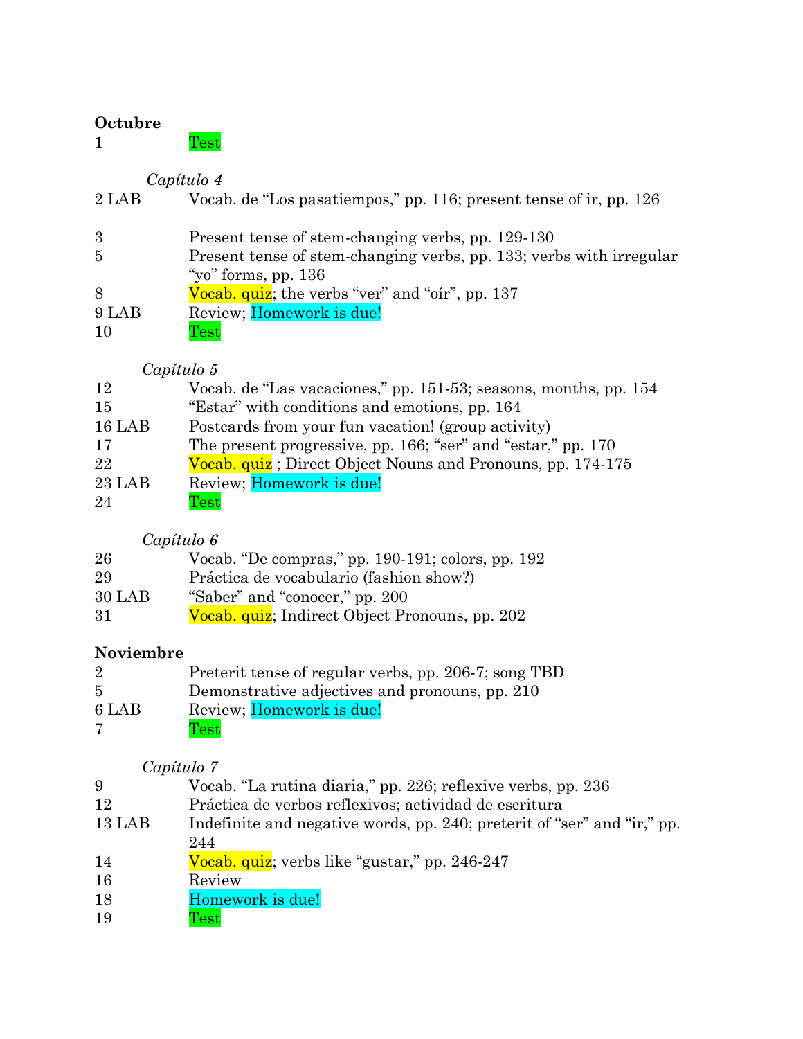**Octubre**

| | |
|---|---|
| 1 | Test |
| | *Capítulo 4* |
| 2 LAB | Vocab. de "Los pasatiempos," pp. 116; present tense of ir, pp. 126 |
| 3 | Present tense of stem-changing verbs, pp. 129-130 |
| 5 | Present tense of stem-changing verbs, pp. 133; verbs with irregular "yo" forms, pp. 136 |
| 8 | Vocab. quiz; the verbs "ver" and "oír", pp. 137 |
| 9 LAB | Review; Homework is due! |
| 10 | Test |
| | *Capítulo 5* |
| 12 | Vocab. de "Las vacaciones," pp. 151-53; seasons, months, pp. 154 |
| 15 | "Estar" with conditions and emotions, pp. 164 |
| 16 LAB | Postcards from your fun vacation! (group activity) |
| 17 | The present progressive, pp. 166; "ser" and "estar," pp. 170 |
| 22 | Vocab. quiz ; Direct Object Nouns and Pronouns, pp. 174-175 |
| 23 LAB | Review; Homework is due! |
| 24 | Test |
| | *Capítulo 6* |
| 26 | Vocab. "De compras," pp. 190-191; colors, pp. 192 |
| 29 | Práctica de vocabulario (fashion show?) |
| 30 LAB | "Saber" and "conocer," pp. 200 |
| 31 | Vocab. quiz; Indirect Object Pronouns, pp. 202 |

**Noviembre**

| | |
|---|---|
| 2 | Preterit tense of regular verbs, pp. 206-7; song TBD |
| 5 | Demonstrative adjectives and pronouns, pp. 210 |
| 6 LAB | Review; Homework is due! |
| 7 | Test |
| | *Capítulo 7* |
| 9 | Vocab. "La rutina diaria," pp. 226; reflexive verbs, pp. 236 |
| 12 | Práctica de verbos reflexivos; actividad de escritura |
| 13 LAB | Indefinite and negative words, pp. 240; preterit of "ser" and "ir," pp. 244 |
| 14 | Vocab. quiz; verbs like "gustar," pp. 246-247 |
| 16 | Review |
| 18 | Homework is due! |
| 19 | Test |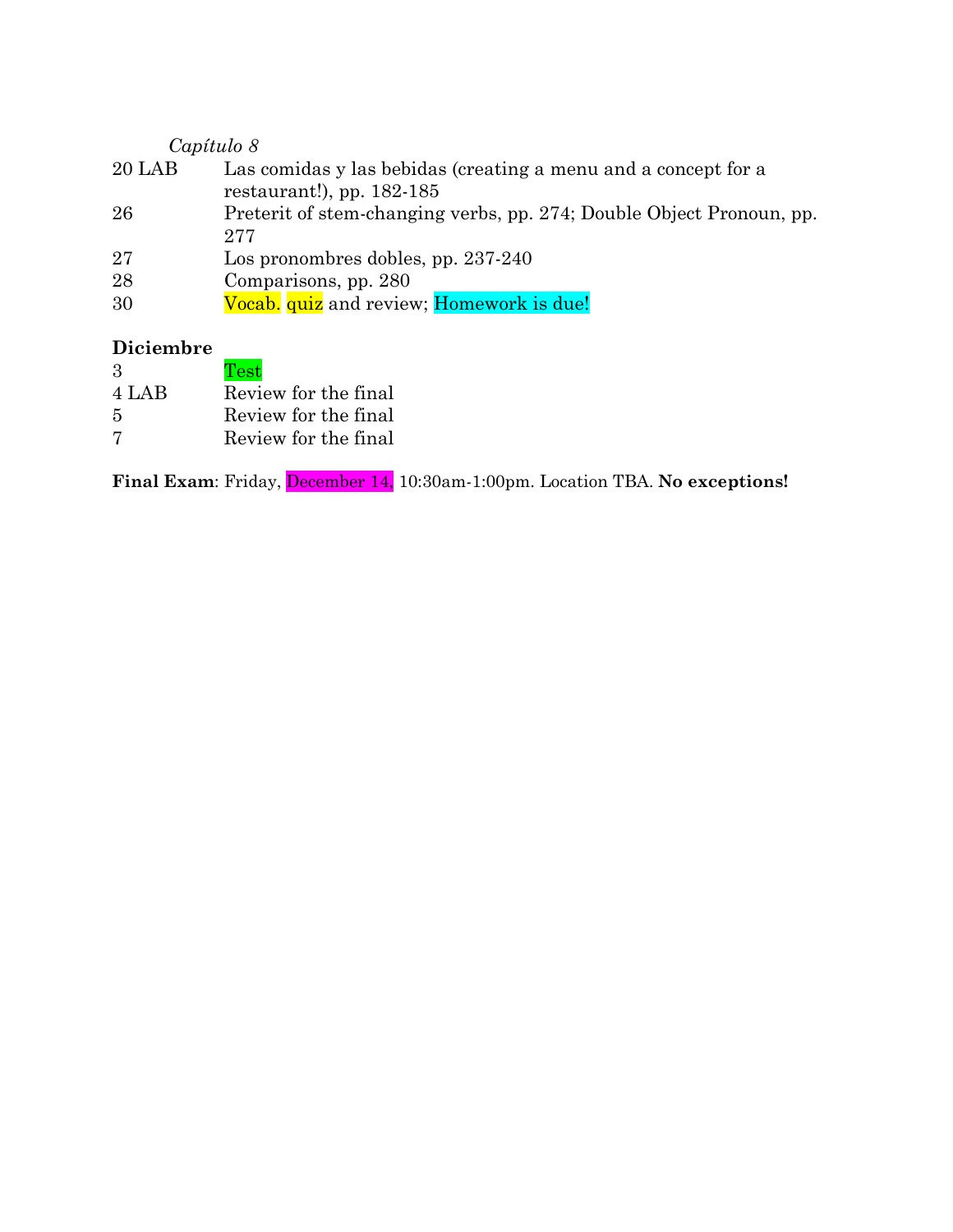*Capítulo 8*

| | |
|---|---|
| 20 LAB | Las comidas y las bebidas (creating a menu and a concept for a restaurant!), pp. 182-185 |
| 26 | Preterit of stem-changing verbs, pp. 274; Double Object Pronoun, pp. 277 |
| 27 | Los pronombres dobles, pp. 237-240 |
| 28 | Comparisons, pp. 280 |
| 30 | Vocab. quiz and review; Homework is due! |

**Diciembre**

| | |
|---|---|
| 3 | Test |
| 4 LAB | Review for the final |
| 5 | Review for the final |
| 7 | Review for the final |

**Final Exam**: Friday, December 14, 10:30am-1:00pm. Location TBA. **No exceptions!**